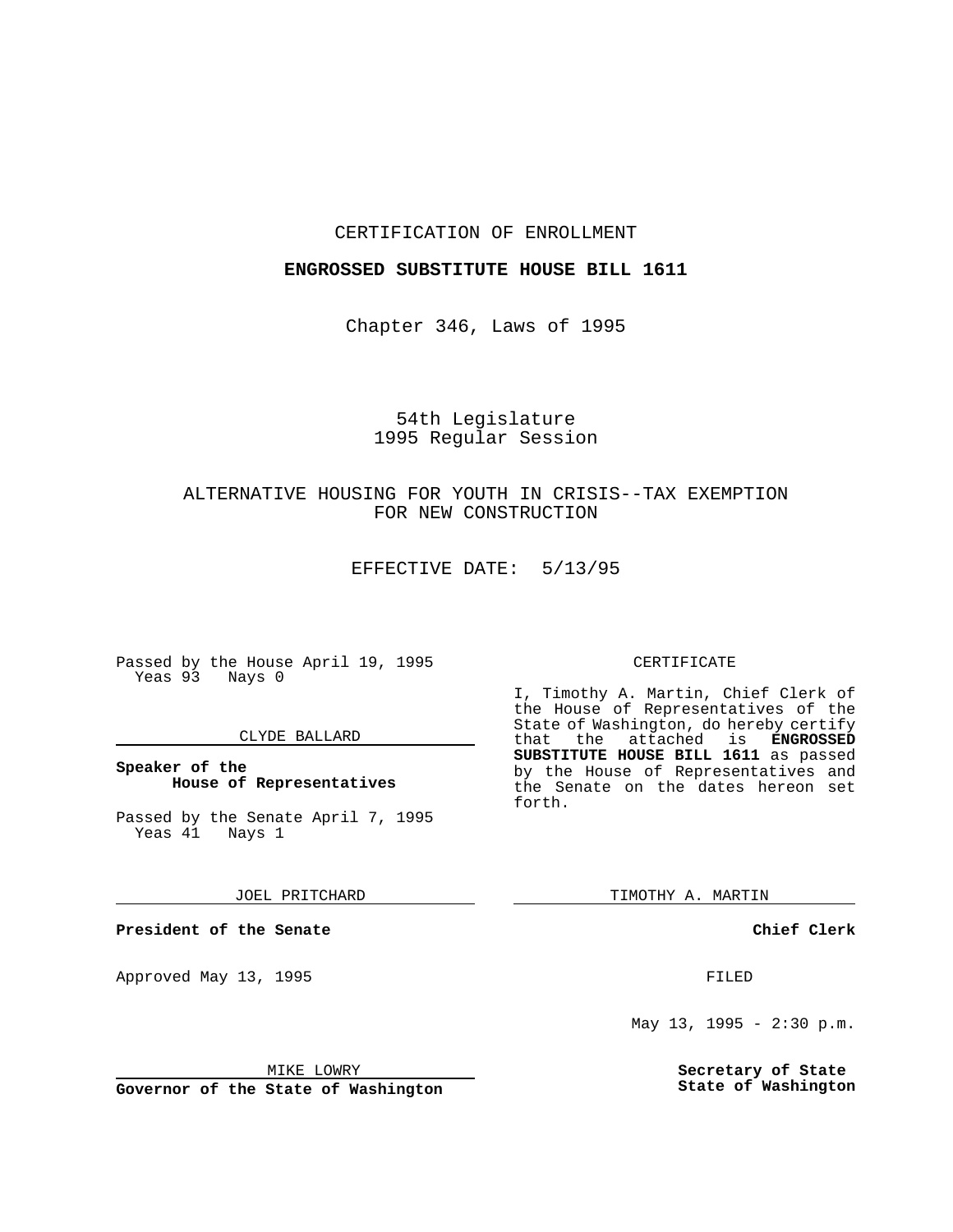CERTIFICATION OF ENROLLMENT

**ENGROSSED SUBSTITUTE HOUSE BILL 1611**

Chapter 346, Laws of 1995

54th Legislature
1995 Regular Session

ALTERNATIVE HOUSING FOR YOUTH IN CRISIS--TAX EXEMPTION FOR NEW CONSTRUCTION

EFFECTIVE DATE: 5/13/95

Passed by the House April 19, 1995
Yeas 93 Nays 0

CLYDE BALLARD

**Speaker of the House of Representatives**

Passed by the Senate April 7, 1995
Yeas 41 Nays 1

JOEL PRITCHARD

**President of the Senate**

Approved May 13, 1995

MIKE LOWRY

**Governor of the State of Washington**

CERTIFICATE

I, Timothy A. Martin, Chief Clerk of the House of Representatives of the State of Washington, do hereby certify that the attached is **ENGROSSED SUBSTITUTE HOUSE BILL 1611** as passed by the House of Representatives and the Senate on the dates hereon set forth.

TIMOTHY A. MARTIN

**Chief Clerk**

FILED

May 13, 1995 - 2:30 p.m.

**Secretary of State**
**State of Washington**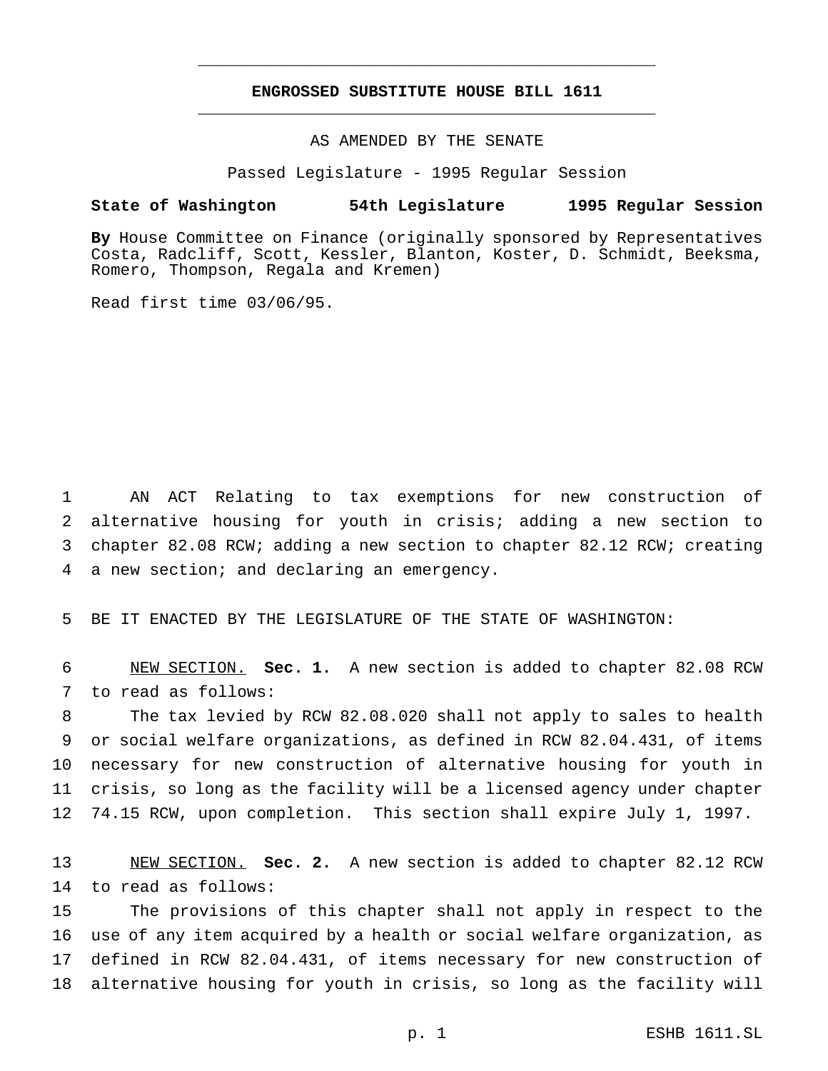# ENGROSSED SUBSTITUTE HOUSE BILL 1611

AS AMENDED BY THE SENATE

Passed Legislature - 1995 Regular Session

**State of Washington 54th Legislature 1995 Regular Session**

**By** House Committee on Finance (originally sponsored by Representatives Costa, Radcliff, Scott, Kessler, Blanton, Koster, D. Schmidt, Beeksma, Romero, Thompson, Regala and Kremen)

Read first time 03/06/95.

AN ACT Relating to tax exemptions for new construction of alternative housing for youth in crisis; adding a new section to chapter 82.08 RCW; adding a new section to chapter 82.12 RCW; creating a new section; and declaring an emergency.

BE IT ENACTED BY THE LEGISLATURE OF THE STATE OF WASHINGTON:

NEW SECTION. **Sec. 1.** A new section is added to chapter 82.08 RCW to read as follows:

The tax levied by RCW 82.08.020 shall not apply to sales to health or social welfare organizations, as defined in RCW 82.04.431, of items necessary for new construction of alternative housing for youth in crisis, so long as the facility will be a licensed agency under chapter 74.15 RCW, upon completion. This section shall expire July 1, 1997.

NEW SECTION. **Sec. 2.** A new section is added to chapter 82.12 RCW to read as follows:

The provisions of this chapter shall not apply in respect to the use of any item acquired by a health or social welfare organization, as defined in RCW 82.04.431, of items necessary for new construction of alternative housing for youth in crisis, so long as the facility will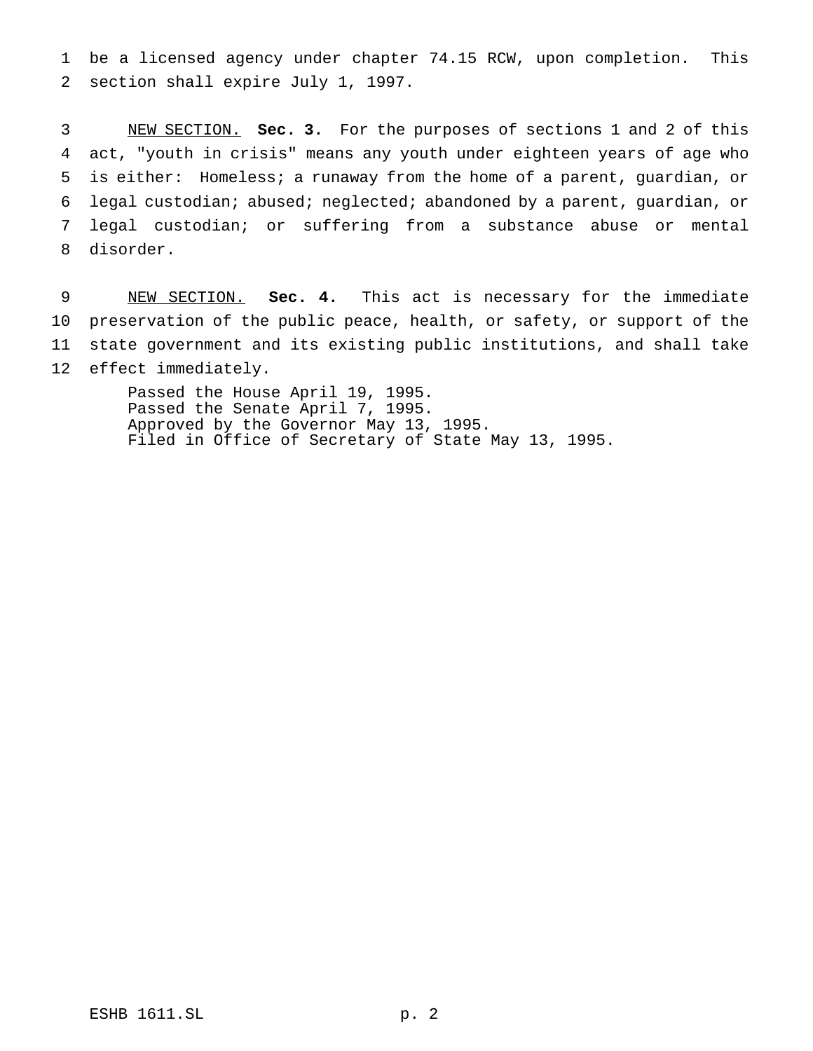be a licensed agency under chapter 74.15 RCW, upon completion. This section shall expire July 1, 1997.

NEW SECTION. **Sec. 3.** For the purposes of sections 1 and 2 of this act, "youth in crisis" means any youth under eighteen years of age who is either: Homeless; a runaway from the home of a parent, guardian, or legal custodian; abused; neglected; abandoned by a parent, guardian, or legal custodian; or suffering from a substance abuse or mental disorder.

NEW SECTION. **Sec. 4.** This act is necessary for the immediate preservation of the public peace, health, or safety, or support of the state government and its existing public institutions, and shall take effect immediately.

Passed the House April 19, 1995.
Passed the Senate April 7, 1995.
Approved by the Governor May 13, 1995.
Filed in Office of Secretary of State May 13, 1995.